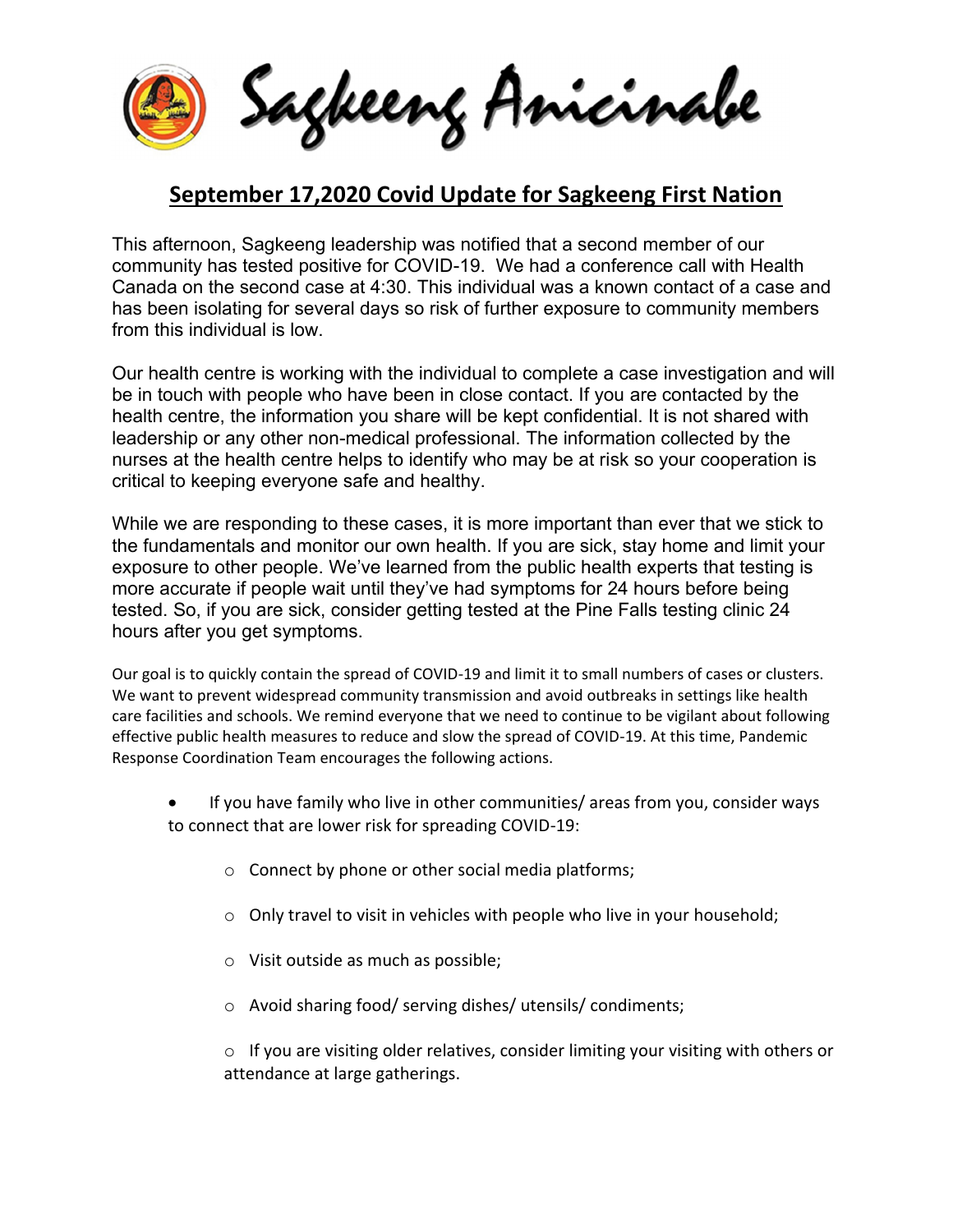Sagkeeng Anicinabe

# September 17,2020 Covid Update for Sagkeeng First Nation

This afternoon, Sagkeeng leadership was notified that a second member of our community has tested positive for COVID-19. We had a conference call with Health Canada on the second case at 4:30. This individual was a known contact of a case and has been isolating for several days so risk of further exposure to community members from this individual is low.

Our health centre is working with the individual to complete a case investigation and will be in touch with people who have been in close contact. If you are contacted by the health centre, the information you share will be kept confidential. It is not shared with leadership or any other non-medical professional. The information collected by the nurses at the health centre helps to identify who may be at risk so your cooperation is critical to keeping everyone safe and healthy.

While we are responding to these cases, it is more important than ever that we stick to the fundamentals and monitor our own health. If you are sick, stay home and limit your exposure to other people. We've learned from the public health experts that testing is more accurate if people wait until they've had symptoms for 24 hours before being tested. So, if you are sick, consider getting tested at the Pine Falls testing clinic 24 hours after you get symptoms.

Our goal is to quickly contain the spread of COVID-19 and limit it to small numbers of cases or clusters. We want to prevent widespread community transmission and avoid outbreaks in settings like health care facilities and schools. We remind everyone that we need to continue to be vigilant about following effective public health measures to reduce and slow the spread of COVID-19. At this time, Pandemic Response Coordination Team encourages the following actions.

- If you have family who live in other communities/ areas from you, consider ways to connect that are lower risk for spreading COVID-19:
  - Connect by phone or other social media platforms;
  - Only travel to visit in vehicles with people who live in your household;
  - Visit outside as much as possible;
  - Avoid sharing food/ serving dishes/ utensils/ condiments;
  - If you are visiting older relatives, consider limiting your visiting with others or attendance at large gatherings.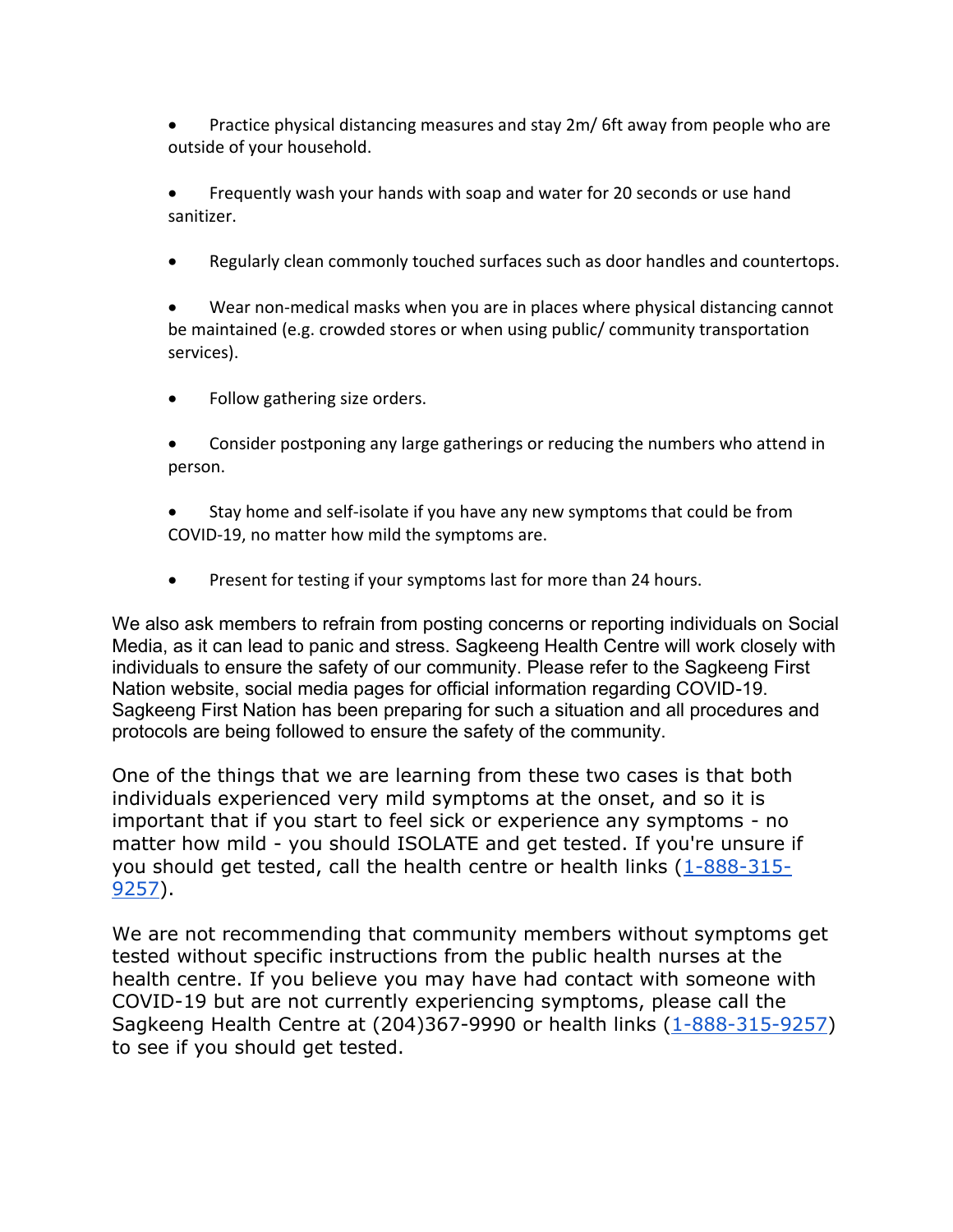- Practice physical distancing measures and stay 2m/ 6ft away from people who are outside of your household.

- Frequently wash your hands with soap and water for 20 seconds or use hand sanitizer.

- Regularly clean commonly touched surfaces such as door handles and countertops.

- Wear non-medical masks when you are in places where physical distancing cannot be maintained (e.g. crowded stores or when using public/ community transportation services).

- Follow gathering size orders.

- Consider postponing any large gatherings or reducing the numbers who attend in person.

- Stay home and self-isolate if you have any new symptoms that could be from COVID-19, no matter how mild the symptoms are.

- Present for testing if your symptoms last for more than 24 hours.

We also ask members to refrain from posting concerns or reporting individuals on Social Media, as it can lead to panic and stress. Sagkeeng Health Centre will work closely with individuals to ensure the safety of our community. Please refer to the Sagkeeng First Nation website, social media pages for official information regarding COVID-19. Sagkeeng First Nation has been preparing for such a situation and all procedures and protocols are being followed to ensure the safety of the community.

One of the things that we are learning from these two cases is that both individuals experienced very mild symptoms at the onset, and so it is important that if you start to feel sick or experience any symptoms - no matter how mild - you should ISOLATE and get tested. If you're unsure if you should get tested, call the health centre or health links (1-888-315-9257).

We are not recommending that community members without symptoms get tested without specific instructions from the public health nurses at the health centre. If you believe you may have had contact with someone with COVID-19 but are not currently experiencing symptoms, please call the Sagkeeng Health Centre at (204)367-9990 or health links (1-888-315-9257) to see if you should get tested.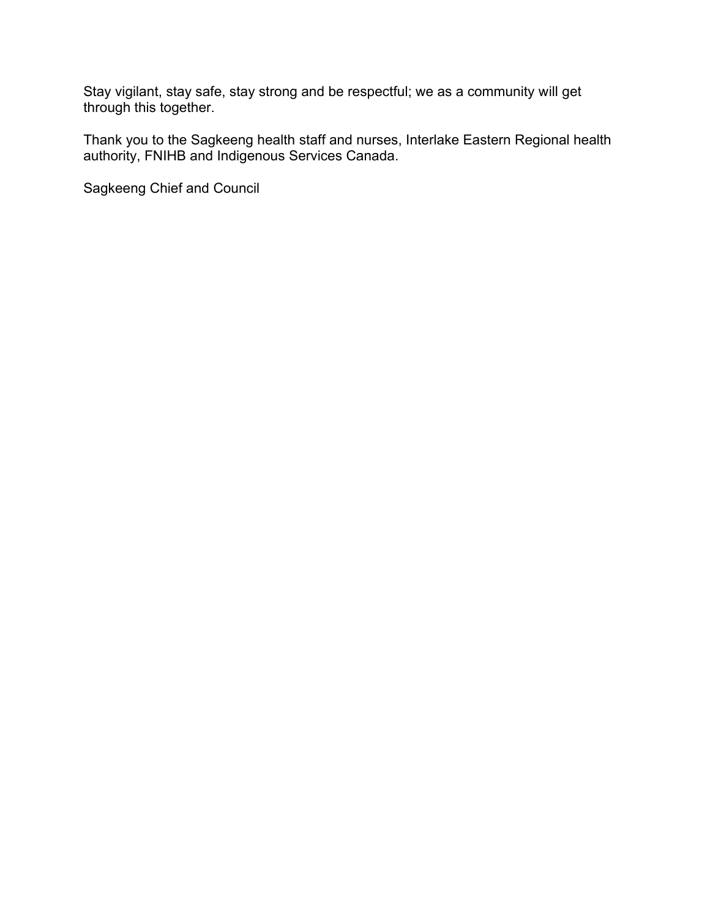Stay vigilant, stay safe, stay strong and be respectful; we as a community will get through this together.

Thank you to the Sagkeeng health staff and nurses, Interlake Eastern Regional health authority, FNIHB and Indigenous Services Canada.

Sagkeeng Chief and Council